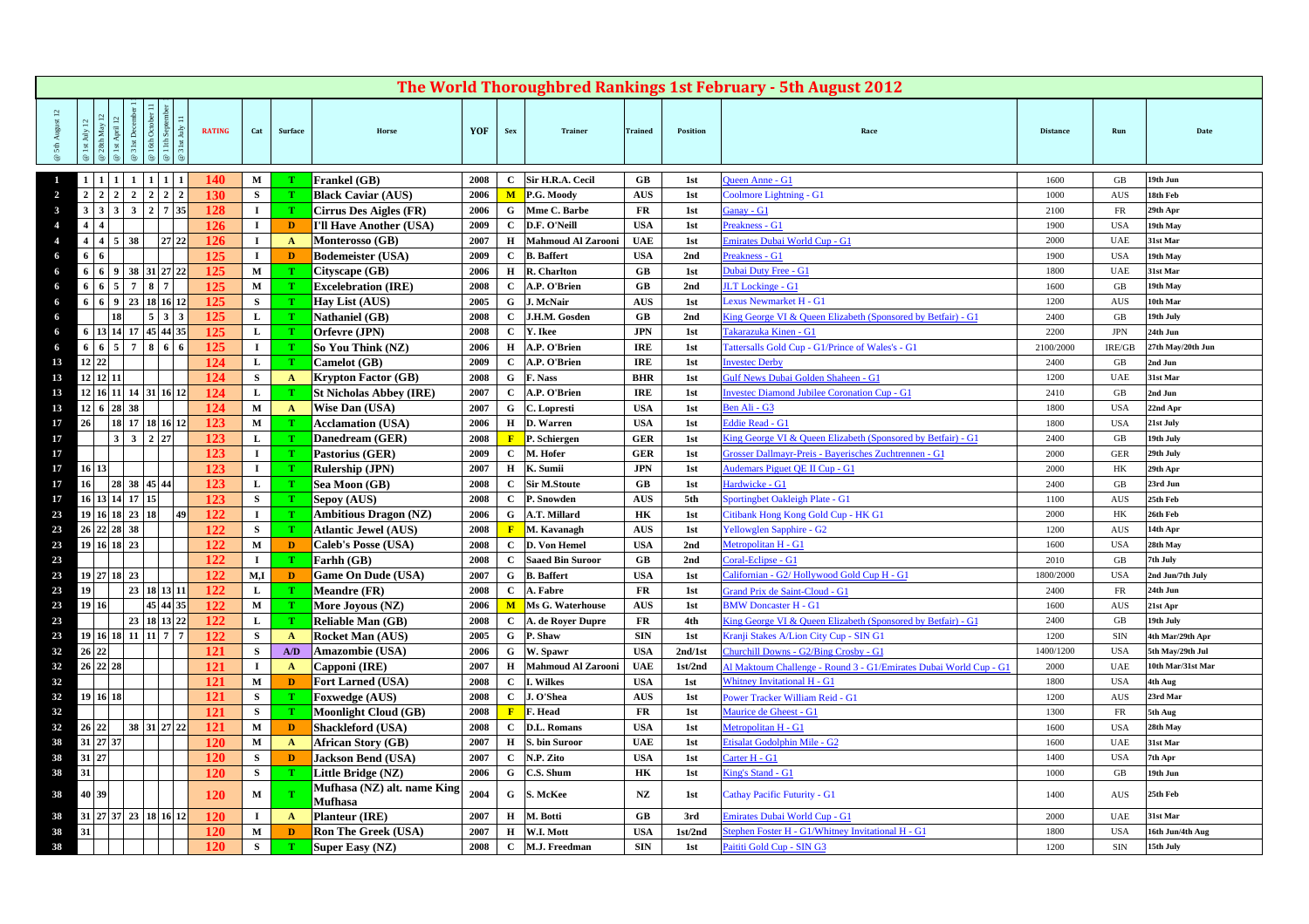# The World Thoroughbred Rankings 1st February - 5th August 2012

| @ 5th August 12 | @ 1st July 12 | @ 28th May 12 | @ 1st April 12 | @ 31st December 11 | @ 16th October 11 | @ 11th September 11 | @ 31st July 11 | RATING | Cat | Surface | Horse | YOF | Sex | Trainer | Trained | Position | Race | Distance | Run | Date |
|---|---|---|---|---|---|---|---|---|---|---|---|---|---|---|---|---|---|---|---|---|
| 1 | 1 | 1 | 1 | 1 | 1 | 1 | 1 | 140 | M | T | Frankel (GB) | 2008 | C | Sir H.R.A. Cecil | GB | 1st | Queen Anne - G1 | 1600 | GB | 19th Jun |
| 2 | 2 | 2 | 2 | 2 | 2 | 2 | 2 | 130 | S | T | Black Caviar (AUS) | 2006 | M | P.G. Moody | AUS | 1st | Coolmore Lightning - G1 | 1000 | AUS | 18th Feb |
| 3 | 3 | 3 | 3 | 3 | 2 | 7 | 35 | 128 | I | T | Cirrus Des Aigles (FR) | 2006 | G | Mme C. Barbe | FR | 1st | Ganay - G1 | 2100 | FR | 29th Apr |
| 4 | 4 | 4 | | | | | | 126 | I | D | I'll Have Another (USA) | 2009 | C | D.F. O'Neill | USA | 1st | Preakness - G1 | 1900 | USA | 19th May |
| 4 | 4 | 4 | 5 | 38 | | 27 | 22 | 126 | I | A | Monterosso (GB) | 2007 | H | Mahmoud Al Zarooni | UAE | 1st | Emirates Dubai World Cup - G1 | 2000 | UAE | 31st Mar |
| 6 | 6 | 6 | | | | | | 125 | I | D | Bodemeister (USA) | 2009 | C | B. Baffert | USA | 2nd | Preakness - G1 | 1900 | USA | 19th May |
| 6 | 6 | 6 | 9 | 38 | 31 | 27 | 22 | 125 | M | T | Cityscape (GB) | 2006 | H | R. Charlton | GB | 1st | Dubai Duty Free - G1 | 1800 | UAE | 31st Mar |
| 6 | 6 | 6 | 5 | 7 | 8 | 7 | | 125 | M | T | Excelebration (IRE) | 2008 | C | A.P. O'Brien | GB | 2nd | JLT Lockinge - G1 | 1600 | GB | 19th May |
| 6 | 6 | 6 | 9 | 23 | 18 | 16 | 12 | 125 | S | T | Hay List (AUS) | 2005 | G | J. McNair | AUS | 1st | Lexus Newmarket H - G1 | 1200 | AUS | 10th Mar |
| 6 | | | 18 | | 5 | 3 | 3 | 125 | L | T | Nathaniel (GB) | 2008 | C | J.H.M. Gosden | GB | 2nd | King George VI & Queen Elizabeth (Sponsored by Betfair) - G1 | 2400 | GB | 19th July |
| 6 | 6 | 13 | 14 | 17 | 45 | 44 | 35 | 125 | L | T | Orfevre (JPN) | 2008 | C | Y. Ikee | JPN | 1st | Takarazuka Kinen - G1 | 2200 | JPN | 24th Jun |
| 6 | 6 | 6 | 5 | 7 | 8 | 6 | 6 | 125 | I | T | So You Think (NZ) | 2006 | H | A.P. O'Brien | IRE | 1st | Tattersalls Gold Cup - G1/Prince of Wales's - G1 | 2100/2000 | IRE/GB | 27th May/20th Jun |
| 13 | 12 | 22 | | | | | | 124 | L | T | Camelot (GB) | 2009 | C | A.P. O'Brien | IRE | 1st | Investec Derby | 2400 | GB | 2nd Jun |
| 13 | 12 | 12 | 11 | | | | | 124 | S | A | Krypton Factor (GB) | 2008 | G | F. Nass | BHR | 1st | Gulf News Dubai Golden Shaheen - G1 | 1200 | UAE | 31st Mar |
| 13 | 12 | 16 | 11 | 14 | 31 | 16 | 12 | 124 | L | T | St Nicholas Abbey (IRE) | 2007 | C | A.P. O'Brien | IRE | 1st | Investec Diamond Jubilee Coronation Cup - G1 | 2410 | GB | 2nd Jun |
| 13 | 12 | 6 | 28 | 38 | | | | 124 | M | A | Wise Dan (USA) | 2007 | G | C. Lopresti | USA | 1st | Ben Ali - G3 | 1800 | USA | 22nd Apr |
| 17 | 26 | | 18 | 17 | 18 | 16 | 12 | 123 | M | T | Acclamation (USA) | 2006 | H | D. Warren | USA | 1st | Eddie Read - G1 | 1800 | USA | 21st July |
| 17 | | | 3 | 3 | 2 | 27 | | 123 | L | T | Danedream (GER) | 2008 | F | P. Schiergen | GER | 1st | King George VI & Queen Elizabeth (Sponsored by Betfair) - G1 | 2400 | GB | 19th July |
| 17 | | | | | | | | 123 | I | T | Pastorius (GER) | 2009 | C | M. Hofer | GER | 1st | Grosser Dallmayr-Preis - Bayerisches Zuchtrennen - G1 | 2000 | GER | 29th July |
| 17 | 16 | 13 | | | | | | 123 | I | T | Rulership (JPN) | 2007 | H | K. Sumii | JPN | 1st | Audemars Piguet QE II Cup - G1 | 2000 | HK | 29th Apr |
| 17 | 16 | | 28 | 38 | 45 | 44 | | 123 | L | T | Sea Moon (GB) | 2008 | C | Sir M.Stoute | GB | 1st | Hardwicke - G1 | 2400 | GB | 23rd Jun |
| 17 | 16 | 13 | 14 | 17 | 15 | | | 123 | S | T | Sepoy (AUS) | 2008 | C | P. Snowden | AUS | 5th | Sportingbet Oakleigh Plate - G1 | 1100 | AUS | 25th Feb |
| 23 | 19 | 16 | 18 | 23 | 18 | | 49 | 122 | I | T | Ambitious Dragon (NZ) | 2006 | G | A.T. Millard | HK | 1st | Citibank Hong Kong Gold Cup - HK G1 | 2000 | HK | 26th Feb |
| 23 | 26 | 22 | 28 | 38 | | | | 122 | S | T | Atlantic Jewel (AUS) | 2008 | F | M. Kavanagh | AUS | 1st | Yellowglen Sapphire - G2 | 1200 | AUS | 14th Apr |
| 23 | 19 | 16 | 18 | 23 | | | | 122 | M | D | Caleb's Posse (USA) | 2008 | C | D. Von Hemel | USA | 2nd | Metropolitan H - G1 | 1600 | USA | 28th May |
| 23 | | | | | | | | 122 | I | T | Farhh (GB) | 2008 | C | Saaed Bin Suroor | GB | 2nd | Coral-Eclipse - G1 | 2010 | GB | 7th July |
| 23 | 19 | 27 | 18 | 23 | | | | 122 | M,I | D | Game On Dude (USA) | 2007 | G | B. Baffert | USA | 1st | Californian - G2/ Hollywood Gold Cup H - G1 | 1800/2000 | USA | 2nd Jun/7th July |
| 23 | 19 | | | 23 | 18 | 13 | 11 | 122 | L | T | Meandre (FR) | 2008 | C | A. Fabre | FR | 1st | Grand Prix de Saint-Cloud - G1 | 2400 | FR | 24th Jun |
| 23 | 19 | 16 | | | 45 | 44 | 35 | 122 | M | T | More Joyous (NZ) | 2006 | M | Ms G. Waterhouse | AUS | 1st | BMW Doncaster H - G1 | 1600 | AUS | 21st Apr |
| 23 | | | | 23 | 18 | 13 | 22 | 122 | L | T | Reliable Man (GB) | 2008 | C | A. de Royer Dupre | FR | 4th | King George VI & Queen Elizabeth (Sponsored by Betfair) - G1 | 2400 | GB | 19th July |
| 23 | 19 | 16 | 18 | 11 | 11 | 7 | 7 | 122 | S | A | Rocket Man (AUS) | 2005 | G | P. Shaw | SIN | 1st | Kranji Stakes A/Lion City Cup - SIN G1 | 1200 | SIN | 4th Mar/29th Apr |
| 32 | 26 | 22 | | | | | | 121 | S | A/D | Amazombie (USA) | 2006 | G | W. Spawr | USA | 2nd/1st | Churchill Downs - G2/Bing Crosby - G1 | 1400/1200 | USA | 5th May/29th Jul |
| 32 | 26 | 22 | 28 | | | | | 121 | I | A | Capponi (IRE) | 2007 | H | Mahmoud Al Zarooni | UAE | 1st/2nd | Al Maktoum Challenge - Round 3 - G1/Emirates Dubai World Cup - G1 | 2000 | UAE | 10th Mar/31st Mar |
| 32 | | | | | | | | 121 | M | D | Fort Larned (USA) | 2008 | C | I. Wilkes | USA | 1st | Whitney Invitational H - G1 | 1800 | USA | 4th Aug |
| 32 | 19 | 16 | 18 | | | | | 121 | S | T | Foxwedge (AUS) | 2008 | C | J. O'Shea | AUS | 1st | Power Tracker William Reid - G1 | 1200 | AUS | 23rd Mar |
| 32 | | | | | | | | 121 | S | T | Moonlight Cloud (GB) | 2008 | F | F. Head | FR | 1st | Maurice de Gheest - G1 | 1300 | FR | 5th Aug |
| 32 | 26 | 22 | | 38 | 31 | 27 | 22 | 121 | M | D | Shackleford (USA) | 2008 | C | D.L. Romans | USA | 1st | Metropolitan H - G1 | 1600 | USA | 28th May |
| 38 | 31 | 27 | 37 | | | | | 120 | M | A | African Story (GB) | 2007 | H | S. bin Suroor | UAE | 1st | Etisalat Godolphin Mile - G2 | 1600 | UAE | 31st Mar |
| 38 | 31 | 27 | | | | | | 120 | S | D | Jackson Bend (USA) | 2007 | C | N.P. Zito | USA | 1st | Carter H - G1 | 1400 | USA | 7th Apr |
| 38 | 31 | | | | | | | 120 | S | T | Little Bridge (NZ) | 2006 | G | C.S. Shum | HK | 1st | King's Stand - G1 | 1000 | GB | 19th Jun |
| 38 | 40 | 39 | | | | | | 120 | M | T | Mufhasa (NZ) alt. name King Mufhasa | 2004 | G | S. McKee | NZ | 1st | Cathay Pacific Futurity - G1 | 1400 | AUS | 25th Feb |
| 38 | 31 | 27 | 37 | 23 | 18 | 16 | 12 | 120 | I | A | Planteur (IRE) | 2007 | H | M. Botti | GB | 3rd | Emirates Dubai World Cup - G1 | 2000 | UAE | 31st Mar |
| 38 | 31 | | | | | | | 120 | M | D | Ron The Greek (USA) | 2007 | H | W.I. Mott | USA | 1st/2nd | Stephen Foster H - G1/Whitney Invitational H - G1 | 1800 | USA | 16th Jun/4th Aug |
| 38 | | | | | | | | 120 | S | T | Super Easy (NZ) | 2008 | C | M.J. Freedman | SIN | 1st | Paititi Gold Cup - SIN G3 | 1200 | SIN | 15th July |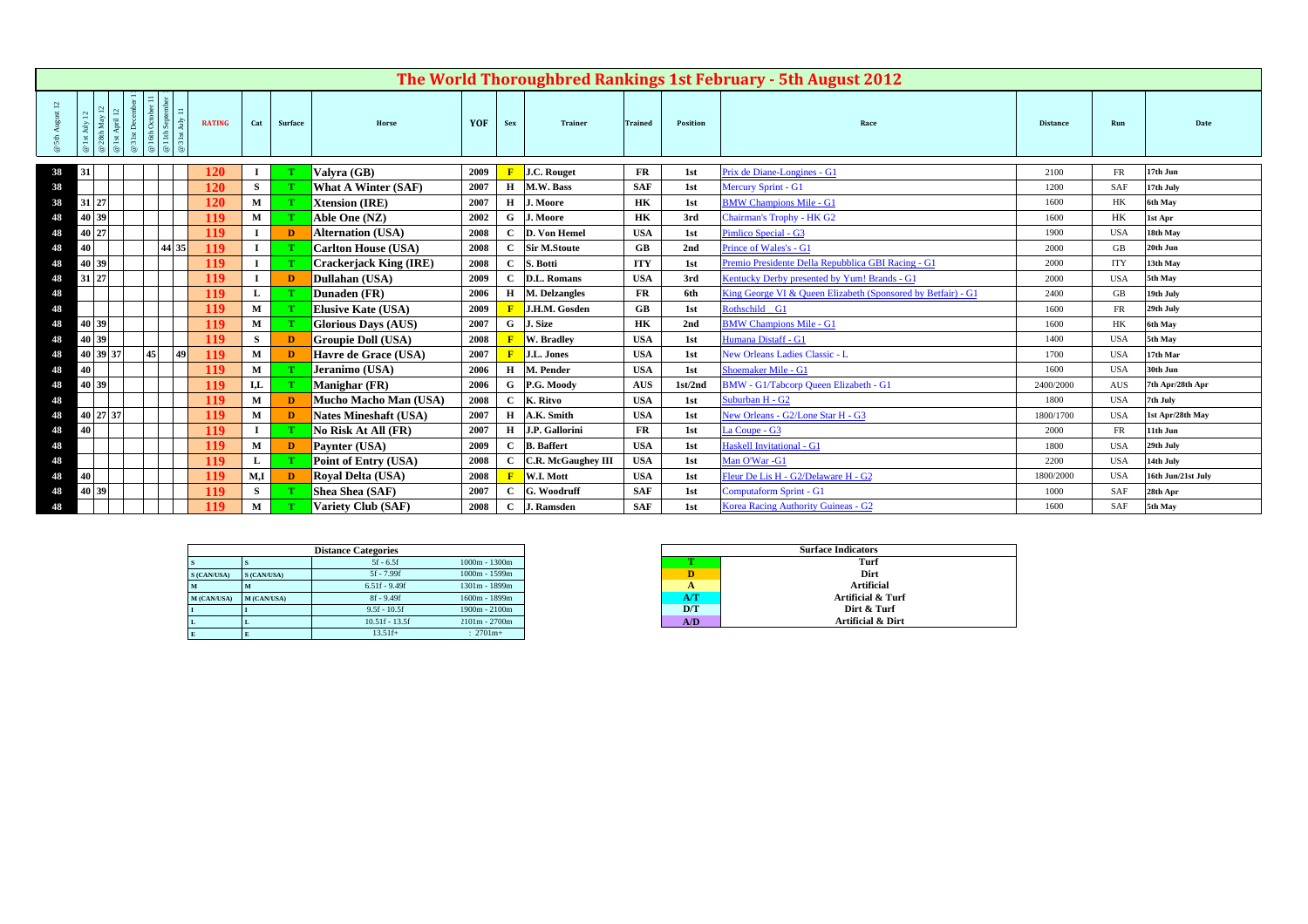# The World Thoroughbred Rankings 1st February - 5th August 2012

| @5th August 12 | @1st July 12 | @28th May 12 | @1st April 12 | @31st December 11 | @16th October 11 | @11th September 11 | @31st July 11 | RATING | Cat | Surface | Horse | YOF | Sex | Trainer | Trained | Position | Race | Distance | Run | Date |
|---|---|---|---|---|---|---|---|---|---|---|---|---|---|---|---|---|---|---|---|---|
| 38 | 31 | | | | | | | 120 | I | T | Valyra (GB) | 2009 | F | J.C. Rouget | FR | 1st | Prix de Diane-Longines - G1 | 2100 | FR | 17th Jun |
| 38 | | | | | | | | 120 | S | T | What A Winter (SAF) | 2007 | H | M.W. Bass | SAF | 1st | Mercury Sprint - G1 | 1200 | SAF | 17th July |
| 38 | 31 | 27 | | | | | | 120 | M | T | Xtension (IRE) | 2007 | H | J. Moore | HK | 1st | BMW Champions Mile - G1 | 1600 | HK | 6th May |
| 48 | 40 | 39 | | | | | | 119 | M | T | Able One (NZ) | 2002 | G | J. Moore | HK | 3rd | Chairman's Trophy - HK G2 | 1600 | HK | 1st Apr |
| 48 | 40 | 27 | | | | | | 119 | I | D | Alternation (USA) | 2008 | C | D. Von Hemel | USA | 1st | Pimlico Special - G3 | 1900 | USA | 18th May |
| 48 | 40 | | | | | 44 | 35 | 119 | I | T | Carlton House (USA) | 2008 | C | Sir M.Stoute | GB | 2nd | Prince of Wales's - G1 | 2000 | GB | 20th Jun |
| 48 | 40 | 39 | | | | | | 119 | I | T | Crackerjack King (IRE) | 2008 | C | S. Botti | ITY | 1st | Premio Presidente Della Repubblica GBI Racing - G1 | 2000 | ITY | 13th May |
| 48 | 31 | 27 | | | | | | 119 | I | D | Dullahan (USA) | 2009 | C | D.L. Romans | USA | 3rd | Kentucky Derby presented by Yum! Brands - G1 | 2000 | USA | 5th May |
| 48 | | | | | | | | 119 | L | T | Dunaden (FR) | 2006 | H | M. Delzangles | FR | 6th | King George VI & Queen Elizabeth (Sponsored by Betfair) - G1 | 2400 | GB | 19th July |
| 48 | | | | | | | | 119 | M | T | Elusive Kate (USA) | 2009 | F | J.H.M. Gosden | GB | 1st | Rothschild G1 | 1600 | FR | 29th July |
| 48 | 40 | 39 | | | | | | 119 | M | T | Glorious Days (AUS) | 2007 | G | J. Size | HK | 2nd | BMW Champions Mile - G1 | 1600 | HK | 6th May |
| 48 | 40 | 39 | | | | | | 119 | S | D | Groupie Doll (USA) | 2008 | F | W. Bradley | USA | 1st | Humana Distaff - G1 | 1400 | USA | 5th May |
| 48 | 40 | 39 | 37 | | 45 | | 49 | 119 | M | D | Havre de Grace (USA) | 2007 | F | J.L. Jones | USA | 1st | New Orleans Ladies Classic - L | 1700 | USA | 17th Mar |
| 48 | 40 | | | | | | | 119 | M | T | Jeranimo (USA) | 2006 | H | M. Pender | USA | 1st | Shoemaker Mile - G1 | 1600 | USA | 30th Jun |
| 48 | 40 | 39 | | | | | | 119 | I,L | T | Manighar (FR) | 2006 | G | P.G. Moody | AUS | 1st/2nd | BMW - G1/Tabcorp Queen Elizabeth - G1 | 2400/2000 | AUS | 7th Apr/28th Apr |
| 48 | | | | | | | | 119 | M | D | Mucho Macho Man (USA) | 2008 | C | K. Ritvo | USA | 1st | Suburban H - G2 | 1800 | USA | 7th July |
| 48 | 40 | 27 | 37 | | | | | 119 | M | D | Nates Mineshaft (USA) | 2007 | H | A.K. Smith | USA | 1st | New Orleans - G2/Lone Star H - G3 | 1800/1700 | USA | 1st Apr/28th May |
| 48 | 40 | | | | | | | 119 | I | T | No Risk At All (FR) | 2007 | H | J.P. Gallorini | FR | 1st | La Coupe - G3 | 2000 | FR | 11th Jun |
| 48 | | | | | | | | 119 | M | D | Paynter (USA) | 2009 | C | B. Baffert | USA | 1st | Haskell Invitational - G1 | 1800 | USA | 29th July |
| 48 | | | | | | | | 119 | L | T | Point of Entry (USA) | 2008 | C | C.R. McGaughey III | USA | 1st | Man O'War -G1 | 2200 | USA | 14th July |
| 48 | 40 | | | | | | | 119 | M,I | D | Royal Delta (USA) | 2008 | F | W.I. Mott | USA | 1st | Fleur De Lis H - G2/Delaware H - G2 | 1800/2000 | USA | 16th Jun/21st July |
| 48 | 40 | 39 | | | | | | 119 | S | T | Shea Shea (SAF) | 2007 | C | G. Woodruff | SAF | 1st | Computaform Sprint - G1 | 1000 | SAF | 28th Apr |
| 48 | | | | | | | | 119 | M | T | Variety Club (SAF) | 2008 | C | J. Ramsden | SAF | 1st | Korea Racing Authority Guineas - G2 | 1600 | SAF | 5th May |

| Distance Categories | | | |
|---|---|---|---|
| S | S | 5f - 6.5f | 1000m - 1300m |
| S (CAN/USA) | S (CAN/USA) | 5f - 7.99f | 1000m - 1599m |
| M | M | 6.51f - 9.49f | 1301m - 1899m |
| M (CAN/USA) | M (CAN/USA) | 8f - 9.49f | 1600m - 1899m |
| I | I | 9.5f - 10.5f | 1900m - 2100m |
| L | L | 10.51f - 13.5f | 2101m - 2700m |
| E | E | 13.51f+ | : 2701m+ |

| Surface Indicators | |
|---|---|
| T | Turf |
| D | Dirt |
| A | Artificial |
| A/T | Artificial & Turf |
| D/T | Dirt & Turf |
| A/D | Artificial & Dirt |